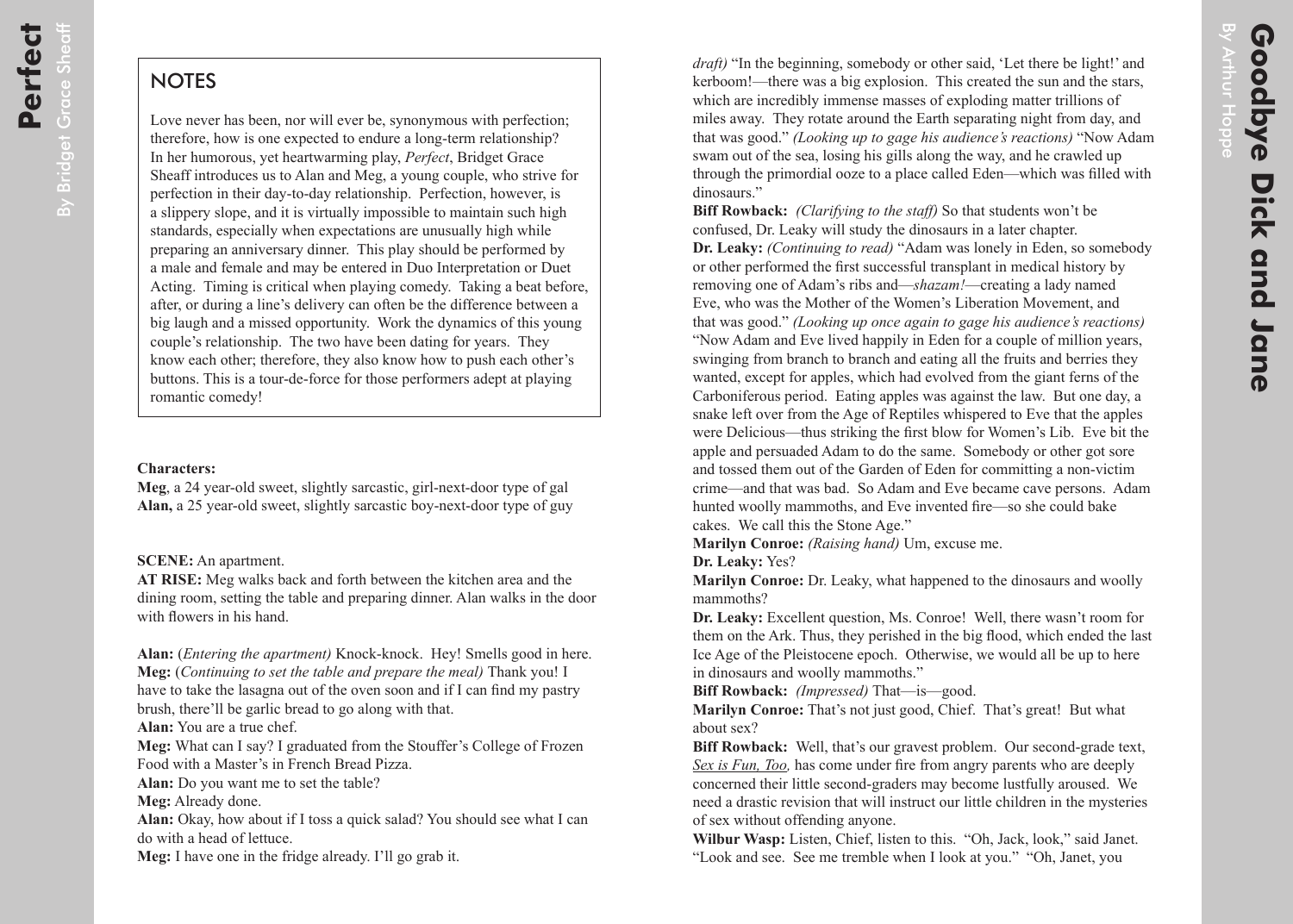## NOTES

Love never has been, nor will ever be, synonymous with perfection; therefore, how is one expected to endure a long-term relationship? In her humorous, yet heartwarming play, *Perfect*, Bridget Grace Sheaff introduces us to Alan and Meg, a young couple, who strive for perfection in their day-to-day relationship. Perfection, however, is a slippery slope, and it is virtually impossible to maintain such high standards, especially when expectations are unusually high while preparing an anniversary dinner. This play should be performed by a male and female and may be entered in Duo Interpretation or Duet Acting. Timing is critical when playing comedy. Taking a beat before, after, or during a line's delivery can often be the difference between a big laugh and a missed opportunity. Work the dynamics of this young couple's relationship. The two have been dating for years. They know each other; therefore, they also know how to push each other's buttons. This is a tour-de-force for those performers adept at playing romantic comedy!

**Characters:**
**Meg**, a 24 year-old sweet, slightly sarcastic, girl-next-door type of gal
**Alan,** a 25 year-old sweet, slightly sarcastic boy-next-door type of guy

**SCENE:** An apartment.
**AT RISE:** Meg walks back and forth between the kitchen area and the dining room, setting the table and preparing dinner. Alan walks in the door with flowers in his hand.

**Alan:** (*Entering the apartment)* Knock-knock. Hey! Smells good in here.
**Meg:** (*Continuing to set the table and prepare the meal)* Thank you! I have to take the lasagna out of the oven soon and if I can find my pastry brush, there'll be garlic bread to go along with that.
**Alan:** You are a true chef.
**Meg:** What can I say? I graduated from the Stouffer's College of Frozen Food with a Master's in French Bread Pizza.
**Alan:** Do you want me to set the table?
**Meg:** Already done.
**Alan:** Okay, how about if I toss a quick salad? You should see what I can do with a head of lettuce.
**Meg:** I have one in the fridge already. I'll go grab it.

*draft)* "In the beginning, somebody or other said, 'Let there be light!' and kerboom!—there was a big explosion. This created the sun and the stars, which are incredibly immense masses of exploding matter trillions of miles away. They rotate around the Earth separating night from day, and that was good." *(Looking up to gage his audience's reactions)* "Now Adam swam out of the sea, losing his gills along the way, and he crawled up through the primordial ooze to a place called Eden—which was filled with dinosaurs."
**Biff Rowback:** *(Clarifying to the staff)* So that students won't be confused, Dr. Leaky will study the dinosaurs in a later chapter.
**Dr. Leaky:** *(Continuing to read)* "Adam was lonely in Eden, so somebody or other performed the first successful transplant in medical history by removing one of Adam's ribs and—*shazam!*—creating a lady named Eve, who was the Mother of the Women's Liberation Movement, and that was good." *(Looking up once again to gage his audience's reactions)* "Now Adam and Eve lived happily in Eden for a couple of million years, swinging from branch to branch and eating all the fruits and berries they wanted, except for apples, which had evolved from the giant ferns of the Carboniferous period. Eating apples was against the law. But one day, a snake left over from the Age of Reptiles whispered to Eve that the apples were Delicious—thus striking the first blow for Women's Lib. Eve bit the apple and persuaded Adam to do the same. Somebody or other got sore and tossed them out of the Garden of Eden for committing a non-victim crime—and that was bad. So Adam and Eve became cave persons. Adam hunted woolly mammoths, and Eve invented fire—so she could bake cakes. We call this the Stone Age."
**Marilyn Conroe:** *(Raising hand)* Um, excuse me.
**Dr. Leaky:** Yes?
**Marilyn Conroe:** Dr. Leaky, what happened to the dinosaurs and woolly mammoths?
**Dr. Leaky:** Excellent question, Ms. Conroe! Well, there wasn't room for them on the Ark. Thus, they perished in the big flood, which ended the last Ice Age of the Pleistocene epoch. Otherwise, we would all be up to here in dinosaurs and woolly mammoths."
**Biff Rowback:** *(Impressed)* That—is—good.
**Marilyn Conroe:** That's not just good, Chief. That's great! But what about sex?
**Biff Rowback:** Well, that's our gravest problem. Our second-grade text, *Sex is Fun, Too,* has come under fire from angry parents who are deeply concerned their little second-graders may become lustfully aroused. We need a drastic revision that will instruct our little children in the mysteries of sex without offending anyone.
**Wilbur Wasp:** Listen, Chief, listen to this. "Oh, Jack, look," said Janet. "Look and see. See me tremble when I look at you." "Oh, Janet, you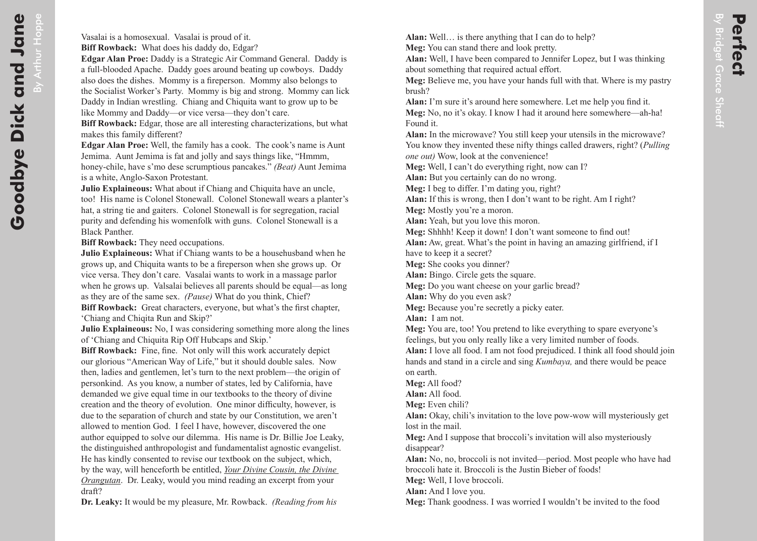Vasalai is a homosexual. Vasalai is proud of it.

**Biff Rowback:** What does his daddy do, Edgar?

**Edgar Alan Proe:** Daddy is a Strategic Air Command General. Daddy is a full-blooded Apache. Daddy goes around beating up cowboys. Daddy also does the dishes. Mommy is a fireperson. Mommy also belongs to the Socialist Worker's Party. Mommy is big and strong. Mommy can lick Daddy in Indian wrestling. Chiang and Chiquita want to grow up to be like Mommy and Daddy—or vice versa—they don't care.

**Biff Rowback:** Edgar, those are all interesting characterizations, but what makes this family different?

**Edgar Alan Proe:** Well, the family has a cook. The cook's name is Aunt Jemima. Aunt Jemima is fat and jolly and says things like, "Hmmm, honey-chile, have s'mo dese scrumptious pancakes." *(Beat)* Aunt Jemima is a white, Anglo-Saxon Protestant.

**Julio Explaineous:** What about if Chiang and Chiquita have an uncle, too! His name is Colonel Stonewall. Colonel Stonewall wears a planter's hat, a string tie and gaiters. Colonel Stonewall is for segregation, racial purity and defending his womenfolk with guns. Colonel Stonewall is a Black Panther.

**Biff Rowback:** They need occupations.

**Julio Explaineous:** What if Chiang wants to be a househusband when he grows up, and Chiquita wants to be a fireperson when she grows up. Or vice versa. They don't care. Vasalai wants to work in a massage parlor when he grows up. Valsalai believes all parents should be equal—as long as they are of the same sex. *(Pause)* What do you think, Chief?

**Biff Rowback:** Great characters, everyone, but what's the first chapter, 'Chiang and Chiqita Run and Skip?'

**Julio Explaineous:** No, I was considering something more along the lines of 'Chiang and Chiquita Rip Off Hubcaps and Skip.'

**Biff Rowback:** Fine, fine. Not only will this work accurately depict our glorious "American Way of Life," but it should double sales. Now then, ladies and gentlemen, let's turn to the next problem—the origin of personkind. As you know, a number of states, led by California, have demanded we give equal time in our textbooks to the theory of divine creation and the theory of evolution. One minor difficulty, however, is due to the separation of church and state by our Constitution, we aren't allowed to mention God. I feel I have, however, discovered the one author equipped to solve our dilemma. His name is Dr. Billie Joe Leaky, the distinguished anthropologist and fundamentalist agnostic evangelist. He has kindly consented to revise our textbook on the subject, which, by the way, will henceforth be entitled, *Your Divine Cousin, the Divine Orangutan*. Dr. Leaky, would you mind reading an excerpt from your draft?

**Dr. Leaky:** It would be my pleasure, Mr. Rowback. *(Reading from his*

**Alan:** Well… is there anything that I can do to help?

**Meg:** You can stand there and look pretty.

**Alan:** Well, I have been compared to Jennifer Lopez, but I was thinking about something that required actual effort.

**Meg:** Believe me, you have your hands full with that. Where is my pastry brush?

**Alan:** I'm sure it's around here somewhere. Let me help you find it.

**Meg:** No, no it's okay. I know I had it around here somewhere—ah-ha! Found it.

**Alan:** In the microwave? You still keep your utensils in the microwave? You know they invented these nifty things called drawers, right? *(Pulling one out)* Wow, look at the convenience!

**Meg:** Well, I can't do everything right, now can I?

**Alan:** But you certainly can do no wrong.

**Meg:** I beg to differ. I'm dating you, right?

**Alan:** If this is wrong, then I don't want to be right. Am I right?

**Meg:** Mostly you're a moron.

**Alan:** Yeah, but you love this moron.

**Meg:** Shhhh! Keep it down! I don't want someone to find out!

**Alan:** Aw, great. What's the point in having an amazing girlfriend, if I have to keep it a secret?

**Meg:** She cooks you dinner?

**Alan:** Bingo. Circle gets the square.

**Meg:** Do you want cheese on your garlic bread?

**Alan:** Why do you even ask?

**Meg:** Because you're secretly a picky eater.

**Alan:** I am not.

**Meg:** You are, too! You pretend to like everything to spare everyone's feelings, but you only really like a very limited number of foods.

**Alan:** I love all food. I am not food prejudiced. I think all food should join hands and stand in a circle and sing *Kumbaya,* and there would be peace on earth.

**Meg:** All food?

**Alan:** All food.

**Meg:** Even chili?

**Alan:** Okay, chili's invitation to the love pow-wow will mysteriously get lost in the mail.

**Meg:** And I suppose that broccoli's invitation will also mysteriously disappear?

**Alan:** No, no, broccoli is not invited—period. Most people who have had broccoli hate it. Broccoli is the Justin Bieber of foods!

**Meg:** Well, I love broccoli.

**Alan:** And I love you.

**Meg:** Thank goodness. I was worried I wouldn't be invited to the food